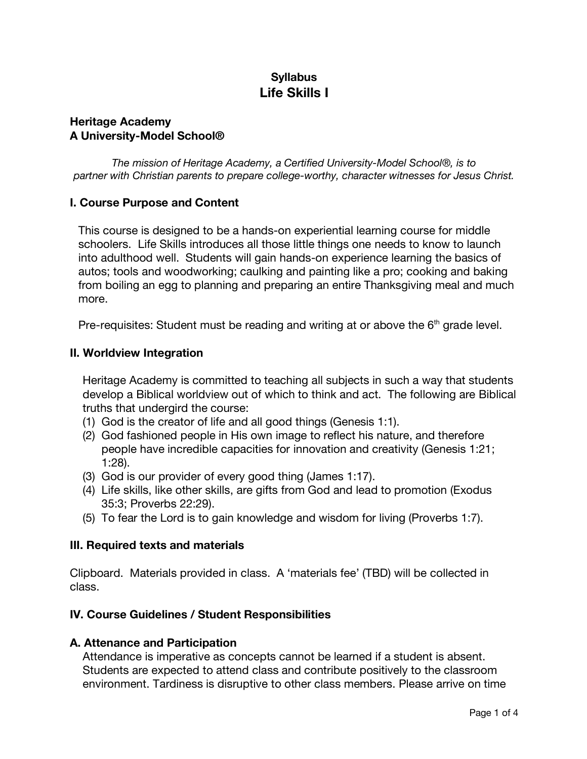# Syllabus
# Life Skills I

**Heritage Academy**
**A University-Model School®**

*The mission of Heritage Academy, a Certified University-Model School®, is to partner with Christian parents to prepare college-worthy, character witnesses for Jesus Christ.*

## I. Course Purpose and Content

This course is designed to be a hands-on experiential learning course for middle schoolers. Life Skills introduces all those little things one needs to know to launch into adulthood well. Students will gain hands-on experience learning the basics of autos; tools and woodworking; caulking and painting like a pro; cooking and baking from boiling an egg to planning and preparing an entire Thanksgiving meal and much more.

Pre-requisites: Student must be reading and writing at or above the 6th grade level.

## II. Worldview Integration

Heritage Academy is committed to teaching all subjects in such a way that students develop a Biblical worldview out of which to think and act. The following are Biblical truths that undergird the course:

(1) God is the creator of life and all good things (Genesis 1:1).
(2) God fashioned people in His own image to reflect his nature, and therefore people have incredible capacities for innovation and creativity (Genesis 1:21; 1:28).
(3) God is our provider of every good thing (James 1:17).
(4) Life skills, like other skills, are gifts from God and lead to promotion (Exodus 35:3; Proverbs 22:29).
(5) To fear the Lord is to gain knowledge and wisdom for living (Proverbs 1:7).

## III. Required texts and materials

Clipboard. Materials provided in class. A 'materials fee' (TBD) will be collected in class.

## IV. Course Guidelines / Student Responsibilities

### A. Attenance and Participation

Attendance is imperative as concepts cannot be learned if a student is absent. Students are expected to attend class and contribute positively to the classroom environment. Tardiness is disruptive to other class members. Please arrive on time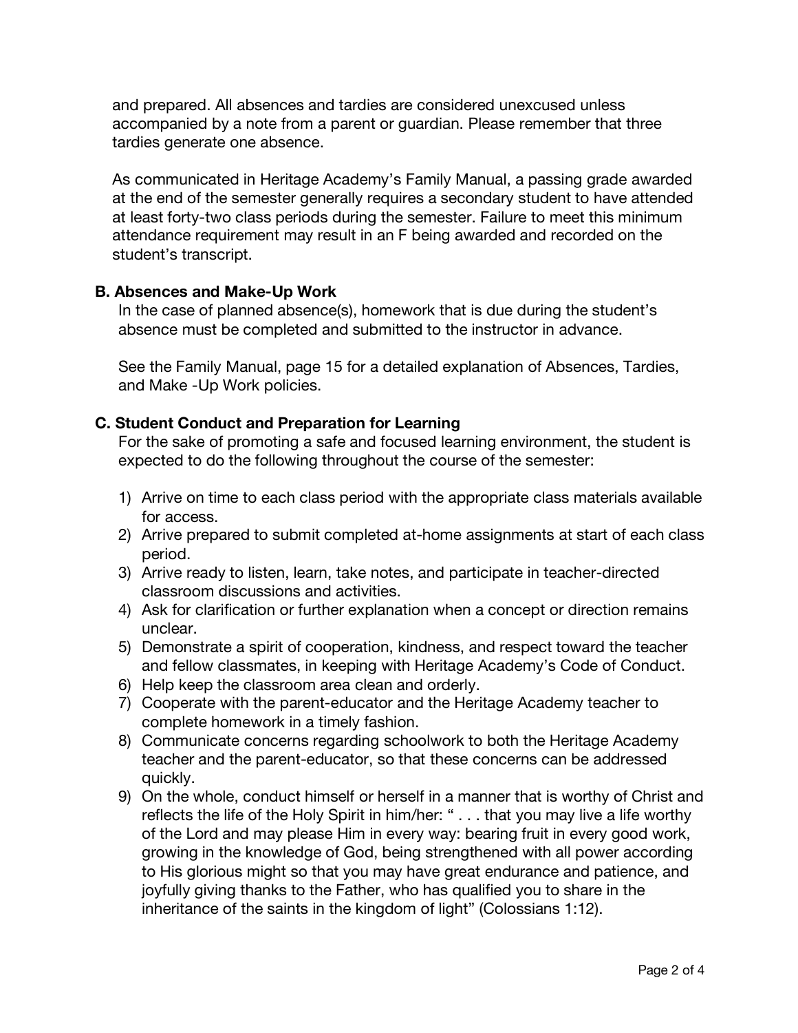and prepared. All absences and tardies are considered unexcused unless accompanied by a note from a parent or guardian. Please remember that three tardies generate one absence.

As communicated in Heritage Academy's Family Manual, a passing grade awarded at the end of the semester generally requires a secondary student to have attended at least forty-two class periods during the semester. Failure to meet this minimum attendance requirement may result in an F being awarded and recorded on the student's transcript.

### B. Absences and Make-Up Work

In the case of planned absence(s), homework that is due during the student's absence must be completed and submitted to the instructor in advance.

See the Family Manual, page 15 for a detailed explanation of Absences, Tardies, and Make -Up Work policies.

### C. Student Conduct and Preparation for Learning

For the sake of promoting a safe and focused learning environment, the student is expected to do the following throughout the course of the semester:

1) Arrive on time to each class period with the appropriate class materials available for access.
2) Arrive prepared to submit completed at-home assignments at start of each class period.
3) Arrive ready to listen, learn, take notes, and participate in teacher-directed classroom discussions and activities.
4) Ask for clarification or further explanation when a concept or direction remains unclear.
5) Demonstrate a spirit of cooperation, kindness, and respect toward the teacher and fellow classmates, in keeping with Heritage Academy's Code of Conduct.
6) Help keep the classroom area clean and orderly.
7) Cooperate with the parent-educator and the Heritage Academy teacher to complete homework in a timely fashion.
8) Communicate concerns regarding schoolwork to both the Heritage Academy teacher and the parent-educator, so that these concerns can be addressed quickly.
9) On the whole, conduct himself or herself in a manner that is worthy of Christ and reflects the life of the Holy Spirit in him/her: " . . . that you may live a life worthy of the Lord and may please Him in every way: bearing fruit in every good work, growing in the knowledge of God, being strengthened with all power according to His glorious might so that you may have great endurance and patience, and joyfully giving thanks to the Father, who has qualified you to share in the inheritance of the saints in the kingdom of light" (Colossians 1:12).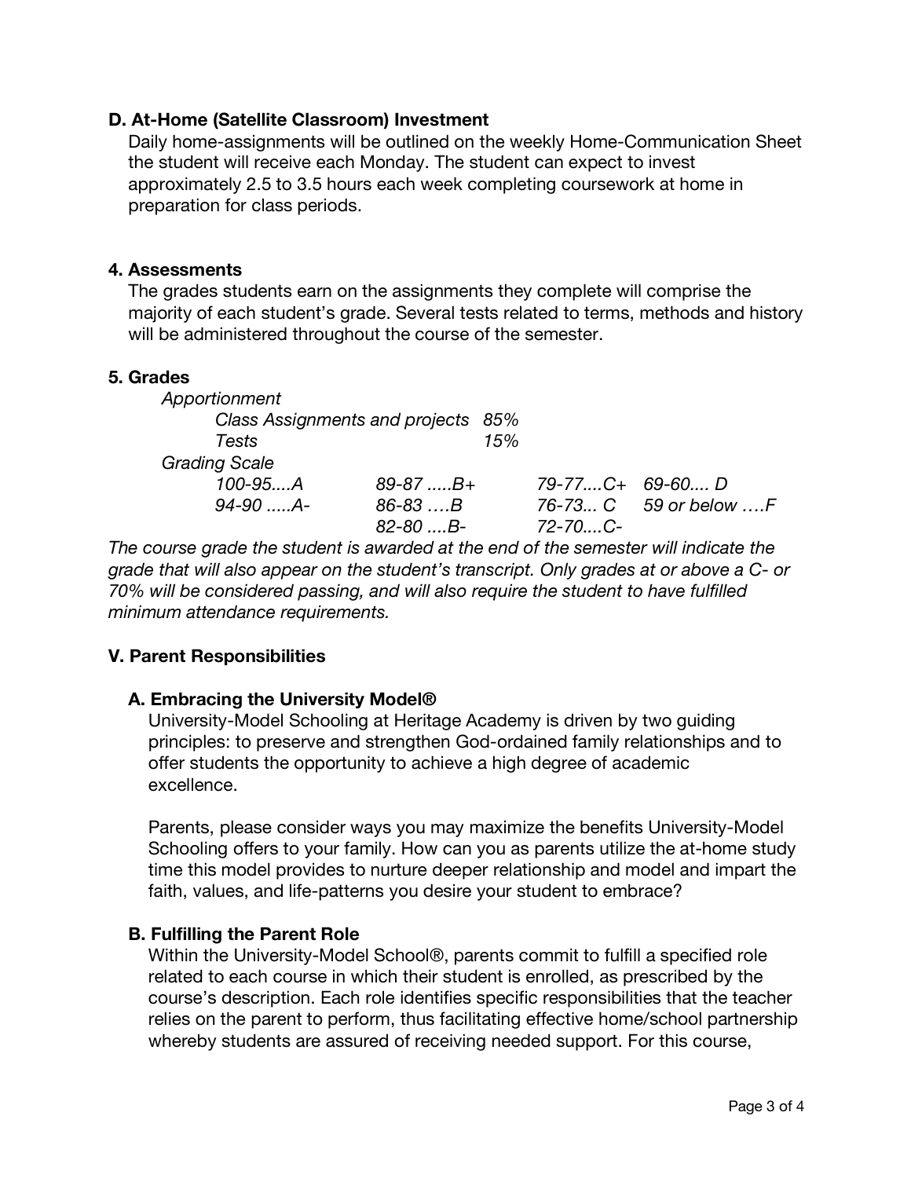### D. At-Home (Satellite Classroom) Investment

Daily home-assignments will be outlined on the weekly Home-Communication Sheet the student will receive each Monday. The student can expect to invest approximately 2.5 to 3.5 hours each week completing coursework at home in preparation for class periods.

### 4. Assessments

The grades students earn on the assignments they complete will comprise the majority of each student's grade. Several tests related to terms, methods and history will be administered throughout the course of the semester.

### 5. Grades

*Apportionment*

| | |
|---|---|
| *Class Assignments and projects* | *85%* |
| *Tests* | *15%* |

*Grading Scale*

| | | | |
|---|---|---|---|
| *100-95....A* | *89-87 .....B+* | *79-77....C+* | *69-60.... D* |
| *94-90 .....A-* | *86-83 ….B* | *76-73... C* | *59 or below ….F* |
| | *82-80 ....B-* | *72-70....C-* | |

*The course grade the student is awarded at the end of the semester will indicate the grade that will also appear on the student's transcript. Only grades at or above a C- or 70% will be considered passing, and will also require the student to have fulfilled minimum attendance requirements.*

## V. Parent Responsibilities

### A. Embracing the University Model®

University-Model Schooling at Heritage Academy is driven by two guiding principles: to preserve and strengthen God-ordained family relationships and to offer students the opportunity to achieve a high degree of academic excellence.

Parents, please consider ways you may maximize the benefits University-Model Schooling offers to your family. How can you as parents utilize the at-home study time this model provides to nurture deeper relationship and model and impart the faith, values, and life-patterns you desire your student to embrace?

### B. Fulfilling the Parent Role

Within the University-Model School®, parents commit to fulfill a specified role related to each course in which their student is enrolled, as prescribed by the course's description. Each role identifies specific responsibilities that the teacher relies on the parent to perform, thus facilitating effective home/school partnership whereby students are assured of receiving needed support. For this course,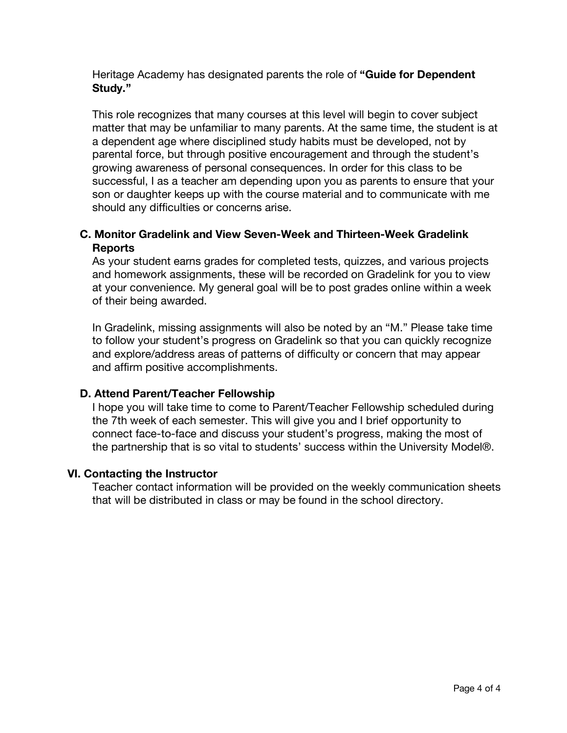Heritage Academy has designated parents the role of **"Guide for Dependent Study."**

This role recognizes that many courses at this level will begin to cover subject matter that may be unfamiliar to many parents. At the same time, the student is at a dependent age where disciplined study habits must be developed, not by parental force, but through positive encouragement and through the student's growing awareness of personal consequences. In order for this class to be successful, I as a teacher am depending upon you as parents to ensure that your son or daughter keeps up with the course material and to communicate with me should any difficulties or concerns arise.

### C. Monitor Gradelink and View Seven-Week and Thirteen-Week Gradelink Reports

As your student earns grades for completed tests, quizzes, and various projects and homework assignments, these will be recorded on Gradelink for you to view at your convenience. My general goal will be to post grades online within a week of their being awarded.

In Gradelink, missing assignments will also be noted by an "M." Please take time to follow your student's progress on Gradelink so that you can quickly recognize and explore/address areas of patterns of difficulty or concern that may appear and affirm positive accomplishments.

### D. Attend Parent/Teacher Fellowship

I hope you will take time to come to Parent/Teacher Fellowship scheduled during the 7th week of each semester. This will give you and I brief opportunity to connect face-to-face and discuss your student's progress, making the most of the partnership that is so vital to students' success within the University Model®.

## VI. Contacting the Instructor

Teacher contact information will be provided on the weekly communication sheets that will be distributed in class or may be found in the school directory.